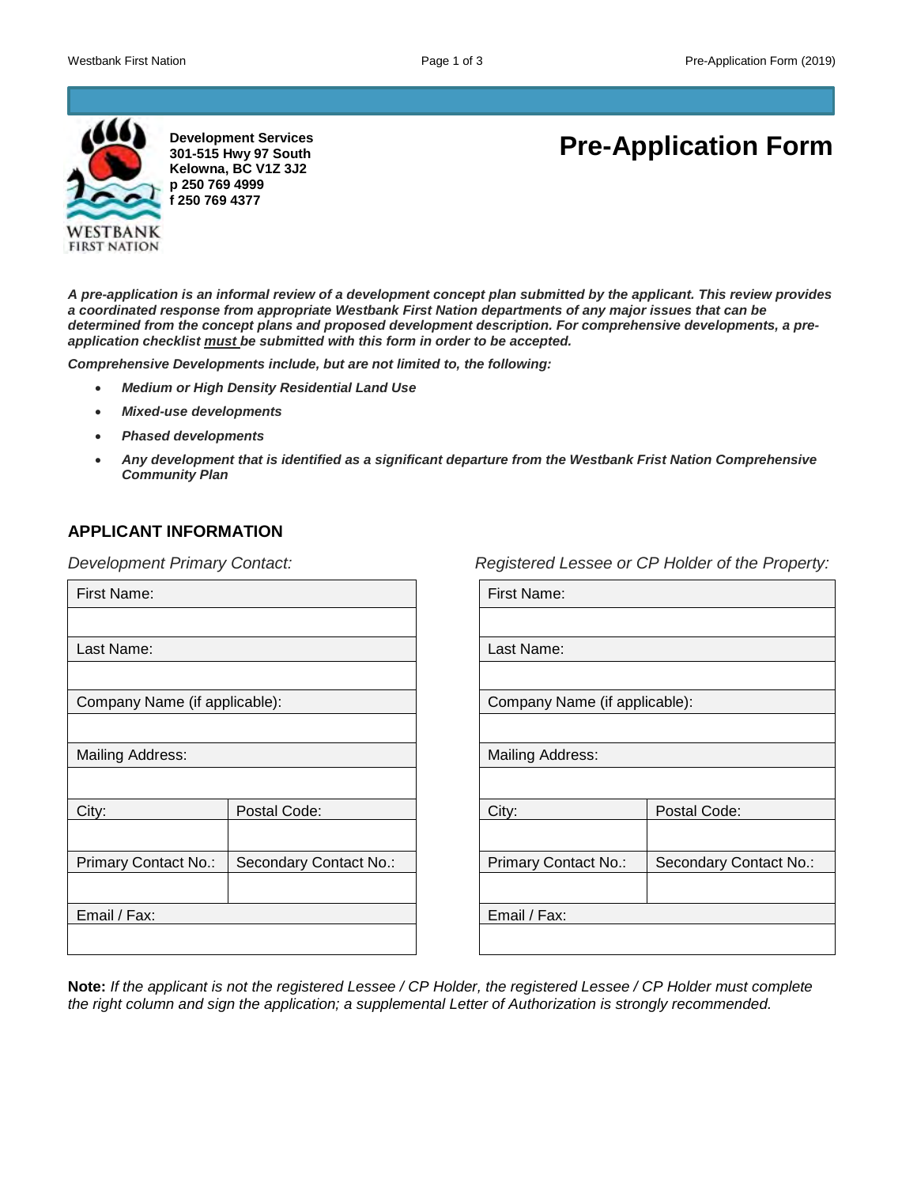**Development Services**
**301-515 Hwy 97 South**
**Kelowna, BC V1Z 3J2**
**p 250 769 4999**
**f 250 769 4377**

# Pre-Application Form

***A pre-application is an informal review of a development concept plan submitted by the applicant. This review provides a coordinated response from appropriate Westbank First Nation departments of any major issues that can be determined from the concept plans and proposed development description. For comprehensive developments, a pre-application checklist must be submitted with this form in order to be accepted.***

***Comprehensive Developments include, but are not limited to, the following:***

- ***Medium or High Density Residential Land Use***
- ***Mixed-use developments***
- ***Phased developments***
- ***Any development that is identified as a significant departure from the Westbank Frist Nation Comprehensive Community Plan***

## APPLICANT INFORMATION

*Development Primary Contact:*

| First Name: | |
|---|---|
| | |
| Last Name: | |
| | |
| Company Name (if applicable): | |
| | |
| Mailing Address: | |
| | |
| City: | Postal Code: |
| | |
| Primary Contact No.: | Secondary Contact No.: |
| | |
| Email / Fax: | |
| | |

*Registered Lessee or CP Holder of the Property:*

| First Name: | |
|---|---|
| | |
| Last Name: | |
| | |
| Company Name (if applicable): | |
| | |
| Mailing Address: | |
| | |
| City: | Postal Code: |
| | |
| Primary Contact No.: | Secondary Contact No.: |
| | |
| Email / Fax: | |
| | |

**Note:** *If the applicant is not the registered Lessee / CP Holder, the registered Lessee / CP Holder must complete the right column and sign the application; a supplemental Letter of Authorization is strongly recommended.*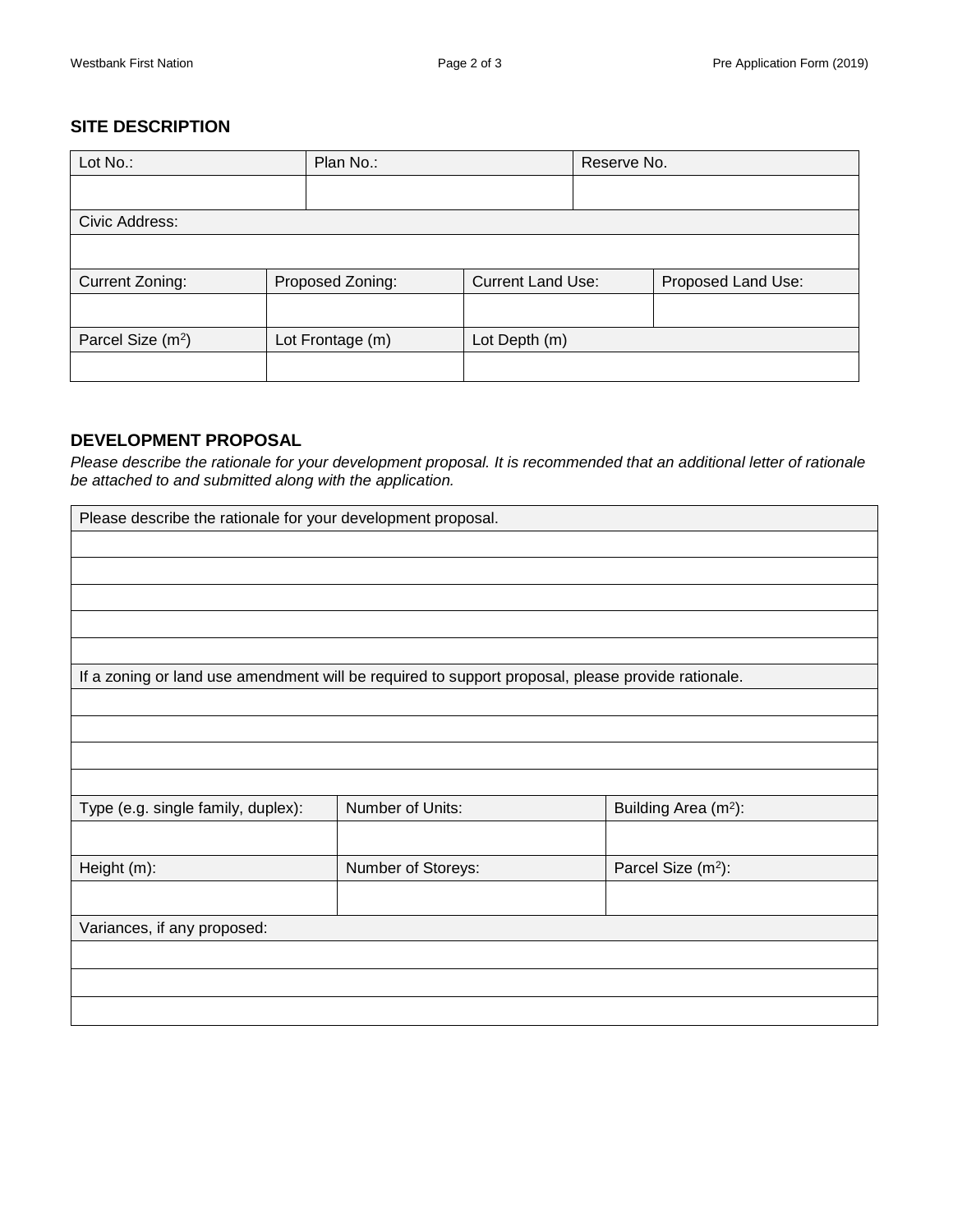## SITE DESCRIPTION

| Lot No.: | Plan No.: | Reserve No. |
|---|---|---|
| | | |

| Civic Address: |
|---|
| |

| Current Zoning: | Proposed Zoning: | Current Land Use: | Proposed Land Use: |
|---|---|---|---|
| | | | |

| Parcel Size ($m^2$) | Lot Frontage (m) | Lot Depth (m) |
|---|---|---|
| | | |

## DEVELOPMENT PROPOSAL

*Please describe the rationale for your development proposal. It is recommended that an additional letter of rationale be attached to and submitted along with the application.*

| Please describe the rationale for your development proposal. |
|---|
| |
| |
| |
| |
| |

| If a zoning or land use amendment will be required to support proposal, please provide rationale. |
|---|
| |
| |
| |
| |

| Type (e.g. single family, duplex): | Number of Units: | Building Area ($m^2$): |
|---|---|---|
| | | |
| **Height (m):** | **Number of Storeys:** | **Parcel Size ($m^2$):** |
| | | |

| Variances, if any proposed: |
|---|
| |
| |
| |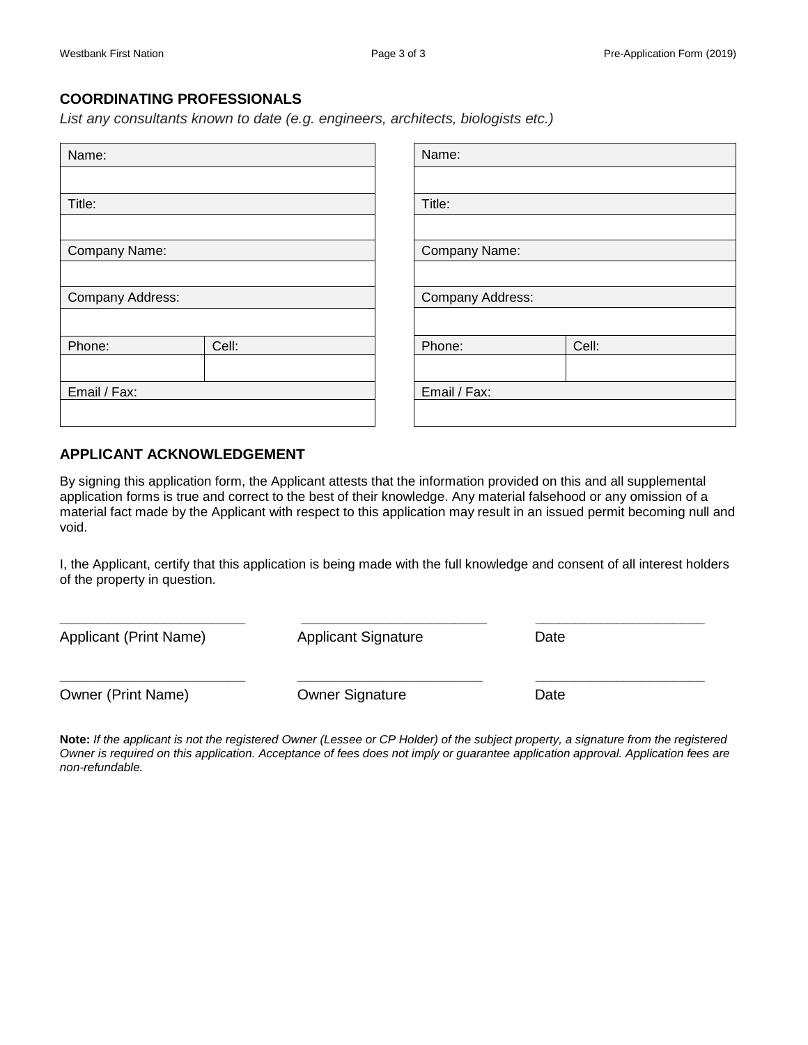## COORDINATING PROFESSIONALS

*List any consultants known to date (e.g. engineers, architects, biologists etc.)*

| Name: | |
|---|---|
| | |
| Title: | |
| | |
| Company Name: | |
| | |
| Company Address: | |
| | |
| Phone: | Cell: |
| | |
| Email / Fax: | |
| | |

| Name: | |
|---|---|
| | |
| Title: | |
| | |
| Company Name: | |
| | |
| Company Address: | |
| | |
| Phone: | Cell: |
| | |
| Email / Fax: | |
| | |

## APPLICANT ACKNOWLEDGEMENT

By signing this application form, the Applicant attests that the information provided on this and all supplemental application forms is true and correct to the best of their knowledge. Any material falsehood or any omission of a material fact made by the Applicant with respect to this application may result in an issued permit becoming null and void.

I, the Applicant, certify that this application is being made with the full knowledge and consent of all interest holders of the property in question.

| | | |
|---|---|---|
| ________________________ | ________________________ | ______________________ |
| Applicant (Print Name) | Applicant Signature | Date |
| ________________________ | ________________________ | ______________________ |
| Owner (Print Name) | Owner Signature | Date |

**Note:** *If the applicant is not the registered Owner (Lessee or CP Holder) of the subject property, a signature from the registered Owner is required on this application. Acceptance of fees does not imply or guarantee application approval. Application fees are non-refundable.*